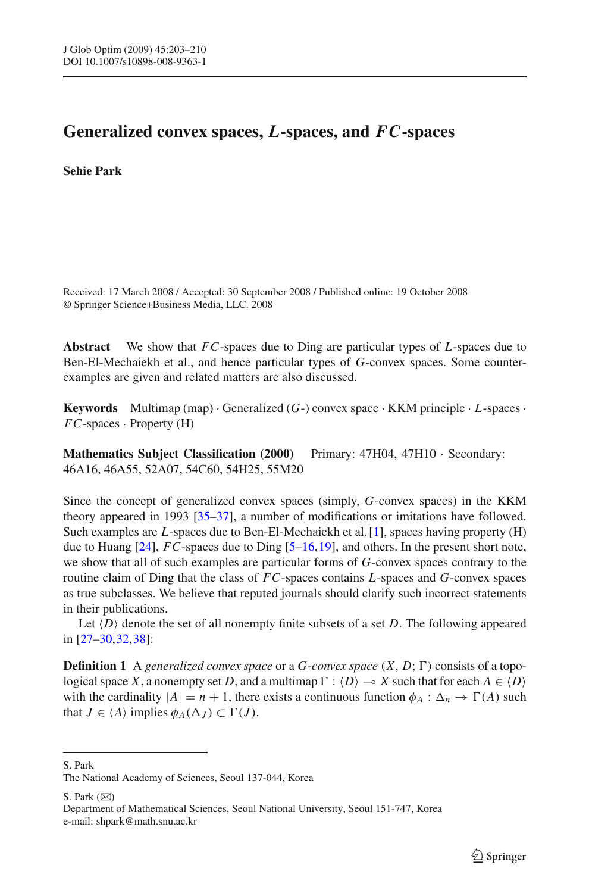# Generalized convex spaces, $L$-spaces, and $FC$-spaces

**Sehie Park**

Received: 17 March 2008 / Accepted: 30 September 2008 / Published online: 19 October 2008
© Springer Science+Business Media, LLC. 2008

**Abstract** We show that $FC$-spaces due to Ding are particular types of $L$-spaces due to Ben-El-Mechaiekh et al., and hence particular types of $G$-convex spaces. Some counter-examples are given and related matters are also discussed.

**Keywords** Multimap (map) · Generalized ($G$-) convex space · KKM principle · $L$-spaces · $FC$-spaces · Property (H)

**Mathematics Subject Classification (2000)** Primary: 47H04, 47H10 · Secondary: 46A16, 46A55, 52A07, 54C60, 54H25, 55M20

Since the concept of generalized convex spaces (simply, $G$-convex spaces) in the KKM theory appeared in 1993 [35–37], a number of modifications or imitations have followed. Such examples are $L$-spaces due to Ben-El-Mechaiekh et al. [1], spaces having property (H) due to Huang [24], $FC$-spaces due to Ding [5–16,19], and others. In the present short note, we show that all of such examples are particular forms of $G$-convex spaces contrary to the routine claim of Ding that the class of $FC$-spaces contains $L$-spaces and $G$-convex spaces as true subclasses. We believe that reputed journals should clarify such incorrect statements in their publications.

Let $\langle D \rangle$ denote the set of all nonempty finite subsets of a set $D$. The following appeared in [27–30,32,38]:

**Definition 1** A *generalized convex space* or a *G-convex space* $(X, D; \Gamma)$ consists of a topological space $X$, a nonempty set $D$, and a multimap $\Gamma : \langle D \rangle \multimap X$ such that for each $A \in \langle D \rangle$ with the cardinality $|A| = n + 1$, there exists a continuous function $\phi_A : \Delta_n \to \Gamma(A)$ such that $J \in \langle A \rangle$ implies $\phi_A(\Delta_J) \subset \Gamma(J)$.

S. Park
The National Academy of Sciences, Seoul 137-044, Korea

S. Park (✉)
Department of Mathematical Sciences, Seoul National University, Seoul 151-747, Korea
e-mail: shpark@math.snu.ac.kr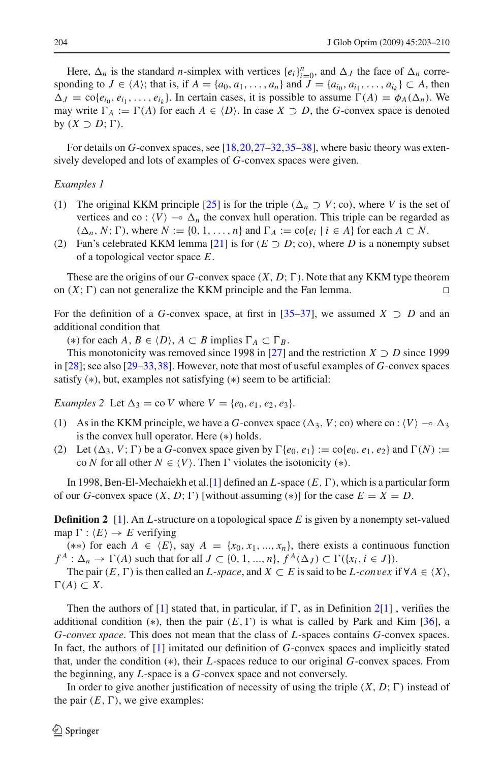Here, $\Delta_n$ is the standard $n$-simplex with vertices $\{e_i\}_{i=0}^n$, and $\Delta_J$ the face of $\Delta_n$ corresponding to $J \in \langle A \rangle$; that is, if $A = \{a_0, a_1, \ldots, a_n\}$ and $J = \{a_{i_0}, a_{i_1}, \ldots, a_{i_k}\} \subset A$, then $\Delta_J = \mathrm{co}\{e_{i_0}, e_{i_1}, \ldots, e_{i_k}\}$. In certain cases, it is possible to assume $\Gamma(A) = \phi_A(\Delta_n)$. We may write $\Gamma_A := \Gamma(A)$ for each $A \in \langle D \rangle$. In case $X \supset D$, the $G$-convex space is denoted by $(X \supset D; \Gamma)$.

For details on $G$-convex spaces, see [18,20,27–32,35–38], where basic theory was extensively developed and lots of examples of $G$-convex spaces were given.

*Examples 1*

(1) The original KKM principle [25] is for the triple $(\Delta_n \supset V; \mathrm{co})$, where $V$ is the set of vertices and $\mathrm{co} : \langle V \rangle \multimap \Delta_n$ the convex hull operation. This triple can be regarded as $(\Delta_n, N; \Gamma)$, where $N := \{0, 1, \ldots, n\}$ and $\Gamma_A := \mathrm{co}\{e_i \mid i \in A\}$ for each $A \subset N$.

(2) Fan's celebrated KKM lemma [21] is for $(E \supset D; \mathrm{co})$, where $D$ is a nonempty subset of a topological vector space $E$.

These are the origins of our $G$-convex space $(X, D; \Gamma)$. Note that any KKM type theorem on $(X; \Gamma)$ can not generalize the KKM principle and the Fan lemma. □

For the definition of a $G$-convex space, at first in [35–37], we assumed $X \supset D$ and an additional condition that

(∗) for each $A, B \in \langle D \rangle$, $A \subset B$ implies $\Gamma_A \subset \Gamma_B$.

This monotonicity was removed since 1998 in [27] and the restriction $X \supset D$ since 1999 in [28]; see also [29–33,38]. However, note that most of useful examples of $G$-convex spaces satisfy (∗), but, examples not satisfying (∗) seem to be artificial:

*Examples 2* Let $\Delta_3 = \mathrm{co}\, V$ where $V = \{e_0, e_1, e_2, e_3\}$.

(1) As in the KKM principle, we have a $G$-convex space $(\Delta_3, V; \mathrm{co})$ where $\mathrm{co} : \langle V \rangle \multimap \Delta_3$ is the convex hull operator. Here (∗) holds.

(2) Let $(\Delta_3, V; \Gamma)$ be a $G$-convex space given by $\Gamma\{e_0, e_1\} := \mathrm{co}\{e_0, e_1, e_2\}$ and $\Gamma(N) := \mathrm{co}\, N$ for all other $N \in \langle V \rangle$. Then $\Gamma$ violates the isotonicity (∗).

In 1998, Ben-El-Mechaiekh et al.[1] defined an $L$-space $(E, \Gamma)$, which is a particular form of our $G$-convex space $(X, D; \Gamma)$ [without assuming (∗)] for the case $E = X = D$.

**Definition 2** [1]. An $L$-structure on a topological space $E$ is given by a nonempty set-valued map $\Gamma : \langle E \rangle \to E$ verifying

(∗∗) for each $A \in \langle E \rangle$, say $A = \{x_0, x_1, ..., x_n\}$, there exists a continuous function $f^A : \Delta_n \to \Gamma(A)$ such that for all $J \subset \{0, 1, ..., n\}$, $f^A(\Delta_J) \subset \Gamma(\{x_i, i \in J\})$.

The pair $(E, \Gamma)$ is then called an *L-space*, and $X \subset E$ is said to be *L-convex* if $\forall A \in \langle X \rangle$, $\Gamma(A) \subset X$.

Then the authors of [1] stated that, in particular, if $\Gamma$, as in Definition 2[1], verifies the additional condition (∗), then the pair $(E, \Gamma)$ is what is called by Park and Kim [36], a *G-convex space*. This does not mean that the class of $L$-spaces contains $G$-convex spaces. In fact, the authors of [1] imitated our definition of $G$-convex spaces and implicitly stated that, under the condition (∗), their $L$-spaces reduce to our original $G$-convex spaces. From the beginning, any $L$-space is a $G$-convex space and not conversely.

In order to give another justification of necessity of using the triple $(X, D; \Gamma)$ instead of the pair $(E, \Gamma)$, we give examples: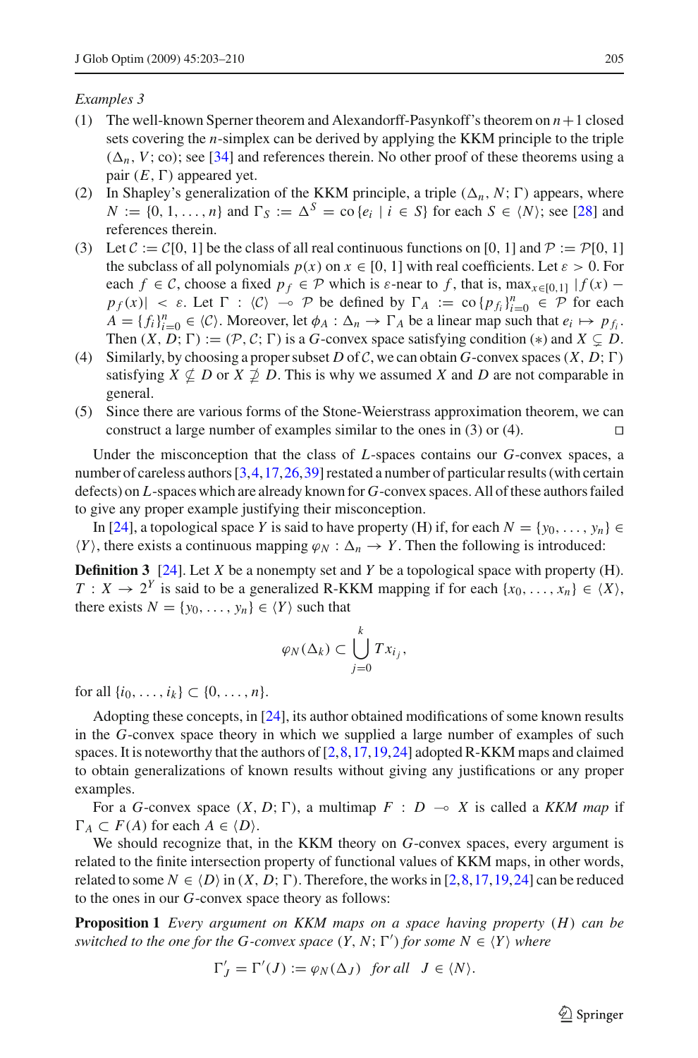*Examples 3*

(1) The well-known Sperner theorem and Alexandorff-Pasynkoff's theorem on $n+1$ closed sets covering the $n$-simplex can be derived by applying the KKM principle to the triple $(\Delta_n, V; \text{co})$; see [34] and references therein. No other proof of these theorems using a pair $(E, \Gamma)$ appeared yet.

(2) In Shapley's generalization of the KKM principle, a triple $(\Delta_n, N; \Gamma)$ appears, where $N := \{0, 1, \ldots, n\}$ and $\Gamma_S := \Delta^S = \text{co}\{e_i \mid i \in S\}$ for each $S \in \langle N \rangle$; see [28] and references therein.

(3) Let $\mathcal{C} := \mathcal{C}[0,1]$ be the class of all real continuous functions on $[0,1]$ and $\mathcal{P} := \mathcal{P}[0,1]$ the subclass of all polynomials $p(x)$ on $x \in [0,1]$ with real coefficients. Let $\varepsilon > 0$. For each $f \in \mathcal{C}$, choose a fixed $p_f \in \mathcal{P}$ which is $\varepsilon$-near to $f$, that is, $\max_{x\in[0,1]} |f(x) - p_f(x)| < \varepsilon$. Let $\Gamma : \langle \mathcal{C} \rangle \multimap \mathcal{P}$ be defined by $\Gamma_A := \text{co}\{p_{f_i}\}_{i=0}^n \in \mathcal{P}$ for each $A = \{f_i\}_{i=0}^n \in \langle \mathcal{C} \rangle$. Moreover, let $\phi_A : \Delta_n \to \Gamma_A$ be a linear map such that $e_i \mapsto p_{f_i}$. Then $(X, D; \Gamma) := (\mathcal{P}, \mathcal{C}; \Gamma)$ is a $G$-convex space satisfying condition $(*)$ and $X \subsetneq D$.

(4) Similarly, by choosing a proper subset $D$ of $\mathcal{C}$, we can obtain $G$-convex spaces $(X, D; \Gamma)$ satisfying $X \not\subseteq D$ or $X \not\supseteq D$. This is why we assumed $X$ and $D$ are not comparable in general.

(5) Since there are various forms of the Stone-Weierstrass approximation theorem, we can construct a large number of examples similar to the ones in (3) or (4). □

Under the misconception that the class of $L$-spaces contains our $G$-convex spaces, a number of careless authors [3,4,17,26,39] restated a number of particular results (with certain defects) on $L$-spaces which are already known for $G$-convex spaces. All of these authors failed to give any proper example justifying their misconception.

In [24], a topological space $Y$ is said to have property (H) if, for each $N = \{y_0, \ldots, y_n\} \in \langle Y \rangle$, there exists a continuous mapping $\varphi_N : \Delta_n \to Y$. Then the following is introduced:

**Definition 3** [24]. Let $X$ be a nonempty set and $Y$ be a topological space with property (H). $T : X \to 2^Y$ is said to be a generalized R-KKM mapping if for each $\{x_0, \ldots, x_n\} \in \langle X \rangle$, there exists $N = \{y_0, \ldots, y_n\} \in \langle Y \rangle$ such that

$$\varphi_N(\Delta_k) \subset \bigcup_{j=0}^{k} T x_{i_j},$$

for all $\{i_0, \ldots, i_k\} \subset \{0, \ldots, n\}$.

Adopting these concepts, in [24], its author obtained modifications of some known results in the $G$-convex space theory in which we supplied a large number of examples of such spaces. It is noteworthy that the authors of [2,8,17,19,24] adopted R-KKM maps and claimed to obtain generalizations of known results without giving any justifications or any proper examples.

For a $G$-convex space $(X, D; \Gamma)$, a multimap $F : D \multimap X$ is called a *KKM map* if $\Gamma_A \subset F(A)$ for each $A \in \langle D \rangle$.

We should recognize that, in the KKM theory on $G$-convex spaces, every argument is related to the finite intersection property of functional values of KKM maps, in other words, related to some $N \in \langle D \rangle$ in $(X, D; \Gamma)$. Therefore, the works in [2,8,17,19,24] can be reduced to the ones in our $G$-convex space theory as follows:

**Proposition 1** *Every argument on KKM maps on a space having property (H) can be switched to the one for the $G$-convex space $(Y, N; \Gamma')$ for some $N \in \langle Y \rangle$ where*

$$\Gamma'_J = \Gamma'(J) := \varphi_N(\Delta_J) \quad \textit{for all} \quad J \in \langle N \rangle.$$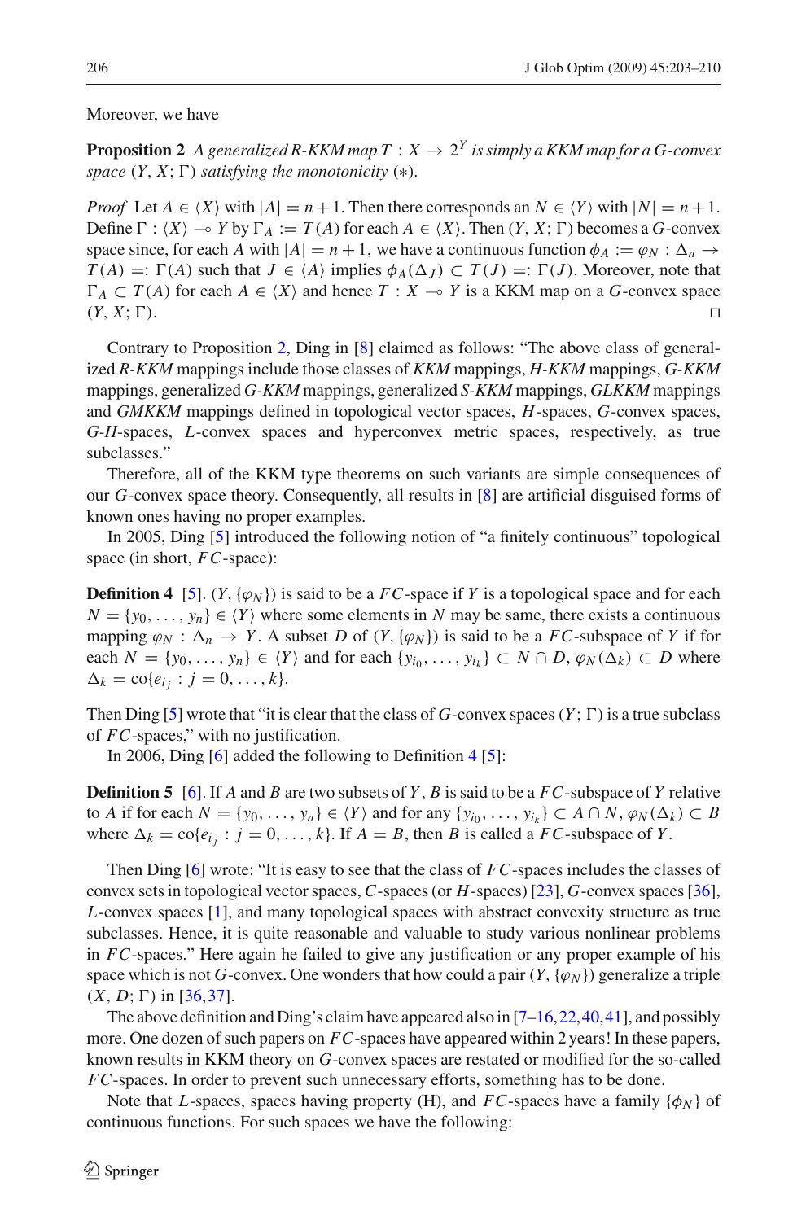Moreover, we have

**Proposition 2** *A generalized R-KKM map $T : X \to 2^Y$ is simply a KKM map for a G-convex space $(Y, X; \Gamma)$ satisfying the monotonicity $(*)$.*

*Proof* Let $A \in \langle X \rangle$ with $|A| = n+1$. Then there corresponds an $N \in \langle Y \rangle$ with $|N| = n+1$. Define $\Gamma : \langle X \rangle \multimap Y$ by $\Gamma_A := T(A)$ for each $A \in \langle X \rangle$. Then $(Y, X; \Gamma)$ becomes a $G$-convex space since, for each $A$ with $|A| = n+1$, we have a continuous function $\phi_A := \varphi_N : \Delta_n \to T(A) =: \Gamma(A)$ such that $J \in \langle A \rangle$ implies $\phi_A(\Delta_J) \subset T(J) =: \Gamma(J)$. Moreover, note that $\Gamma_A \subset T(A)$ for each $A \in \langle X \rangle$ and hence $T : X \multimap Y$ is a KKM map on a $G$-convex space $(Y, X; \Gamma)$. □

Contrary to Proposition 2, Ding in [8] claimed as follows: "The above class of generalized *R-KKM* mappings include those classes of *KKM* mappings, *H-KKM* mappings, *G-KKM* mappings, generalized *G-KKM* mappings, generalized *S-KKM* mappings, *GLKKM* mappings and *GMKKM* mappings defined in topological vector spaces, $H$-spaces, $G$-convex spaces, $G$-$H$-spaces, $L$-convex spaces and hyperconvex metric spaces, respectively, as true subclasses."

Therefore, all of the KKM type theorems on such variants are simple consequences of our $G$-convex space theory. Consequently, all results in [8] are artificial disguised forms of known ones having no proper examples.

In 2005, Ding [5] introduced the following notion of "a finitely continuous" topological space (in short, $FC$-space):

**Definition 4** [5]. $(Y, \{\varphi_N\})$ is said to be a $FC$-space if $Y$ is a topological space and for each $N = \{y_0, \ldots, y_n\} \in \langle Y \rangle$ where some elements in $N$ may be same, there exists a continuous mapping $\varphi_N : \Delta_n \to Y$. A subset $D$ of $(Y, \{\varphi_N\})$ is said to be a $FC$-subspace of $Y$ if for each $N = \{y_0, \ldots, y_n\} \in \langle Y \rangle$ and for each $\{y_{i_0}, \ldots, y_{i_k}\} \subset N \cap D$, $\varphi_N(\Delta_k) \subset D$ where $\Delta_k = \mathrm{co}\{e_{i_j} : j = 0, \ldots, k\}$.

Then Ding [5] wrote that "it is clear that the class of $G$-convex spaces $(Y; \Gamma)$ is a true subclass of $FC$-spaces," with no justification.

In 2006, Ding [6] added the following to Definition 4 [5]:

**Definition 5** [6]. If $A$ and $B$ are two subsets of $Y$, $B$ is said to be a $FC$-subspace of $Y$ relative to $A$ if for each $N = \{y_0, \ldots, y_n\} \in \langle Y \rangle$ and for any $\{y_{i_0}, \ldots, y_{i_k}\} \subset A \cap N$, $\varphi_N(\Delta_k) \subset B$ where $\Delta_k = \mathrm{co}\{e_{i_j} : j = 0, \ldots, k\}$. If $A = B$, then $B$ is called a $FC$-subspace of $Y$.

Then Ding [6] wrote: "It is easy to see that the class of $FC$-spaces includes the classes of convex sets in topological vector spaces, $C$-spaces (or $H$-spaces) [23], $G$-convex spaces [36], $L$-convex spaces [1], and many topological spaces with abstract convexity structure as true subclasses. Hence, it is quite reasonable and valuable to study various nonlinear problems in $FC$-spaces." Here again he failed to give any justification or any proper example of his space which is not $G$-convex. One wonders that how could a pair $(Y, \{\varphi_N\})$ generalize a triple $(X, D; \Gamma)$ in [36,37].

The above definition and Ding's claim have appeared also in [7–16,22,40,41], and possibly more. One dozen of such papers on $FC$-spaces have appeared within 2 years! In these papers, known results in KKM theory on $G$-convex spaces are restated or modified for the so-called $FC$-spaces. In order to prevent such unnecessary efforts, something has to be done.

Note that $L$-spaces, spaces having property (H), and $FC$-spaces have a family $\{\phi_N\}$ of continuous functions. For such spaces we have the following: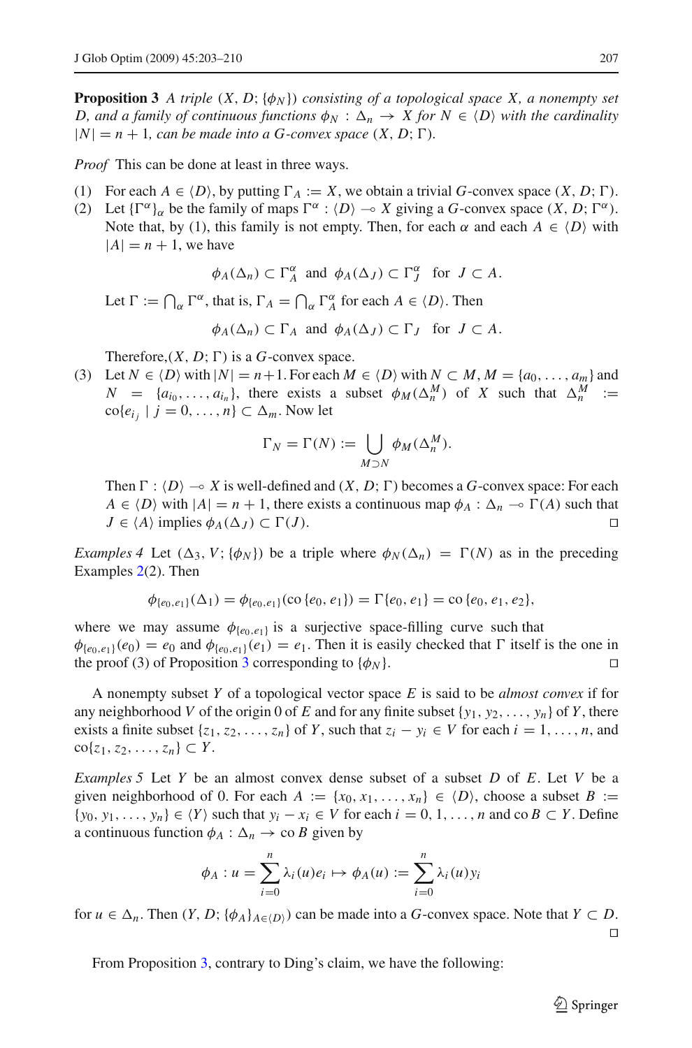**Proposition 3** *A triple* $(X, D; \{\phi_N\})$ *consisting of a topological space* $X$*, a nonempty set* $D$*, and a family of continuous functions* $\phi_N : \Delta_n \to X$ *for* $N \in \langle D \rangle$ *with the cardinality* $|N| = n + 1$*, can be made into a G-convex space* $(X, D; \Gamma)$*.*

*Proof* This can be done at least in three ways.

(1) For each $A \in \langle D \rangle$, by putting $\Gamma_A := X$, we obtain a trivial $G$-convex space $(X, D; \Gamma)$.

(2) Let $\{\Gamma^\alpha\}_\alpha$ be the family of maps $\Gamma^\alpha : \langle D \rangle \multimap X$ giving a $G$-convex space $(X, D; \Gamma^\alpha)$. Note that, by (1), this family is not empty. Then, for each $\alpha$ and each $A \in \langle D \rangle$ with $|A| = n + 1$, we have

$$\phi_A(\Delta_n) \subset \Gamma_A^\alpha \;\text{ and }\; \phi_A(\Delta_J) \subset \Gamma_J^\alpha \;\text{ for }\; J \subset A.$$

Let $\Gamma := \bigcap_\alpha \Gamma^\alpha$, that is, $\Gamma_A = \bigcap_\alpha \Gamma_A^\alpha$ for each $A \in \langle D \rangle$. Then

$$\phi_A(\Delta_n) \subset \Gamma_A \;\text{ and }\; \phi_A(\Delta_J) \subset \Gamma_J \;\text{ for }\; J \subset A.$$

Therefore,$(X, D; \Gamma)$ is a $G$-convex space.

(3) Let $N \in \langle D \rangle$ with $|N| = n+1$. For each $M \in \langle D \rangle$ with $N \subset M$, $M = \{a_0, \ldots, a_m\}$ and $N = \{a_{i_0}, \ldots, a_{i_n}\}$, there exists a subset $\phi_M(\Delta_n^M)$ of $X$ such that $\Delta_n^M := \operatorname{co}\{e_{i_j} \mid j = 0, \ldots, n\} \subset \Delta_m$. Now let

$$\Gamma_N = \Gamma(N) := \bigcup_{M \supset N} \phi_M(\Delta_n^M).$$

Then $\Gamma : \langle D \rangle \multimap X$ is well-defined and $(X, D; \Gamma)$ becomes a $G$-convex space: For each $A \in \langle D \rangle$ with $|A| = n + 1$, there exists a continuous map $\phi_A : \Delta_n \multimap \Gamma(A)$ such that $J \in \langle A \rangle$ implies $\phi_A(\Delta_J) \subset \Gamma(J)$. □

*Examples 4* Let $(\Delta_3, V; \{\phi_N\})$ be a triple where $\phi_N(\Delta_n) = \Gamma(N)$ as in the preceding Examples 2(2). Then

$$\phi_{\{e_0,e_1\}}(\Delta_1) = \phi_{\{e_0,e_1\}}(\operatorname{co}\{e_0, e_1\}) = \Gamma\{e_0, e_1\} = \operatorname{co}\{e_0, e_1, e_2\},$$

where we may assume $\phi_{\{e_0,e_1\}}$ is a surjective space-filling curve such that $\phi_{\{e_0,e_1\}}(e_0) = e_0$ and $\phi_{\{e_0,e_1\}}(e_1) = e_1$. Then it is easily checked that $\Gamma$ itself is the one in the proof (3) of Proposition 3 corresponding to $\{\phi_N\}$. □

A nonempty subset $Y$ of a topological vector space $E$ is said to be *almost convex* if for any neighborhood $V$ of the origin 0 of $E$ and for any finite subset $\{y_1, y_2, \ldots, y_n\}$ of $Y$, there exists a finite subset $\{z_1, z_2, \ldots, z_n\}$ of $Y$, such that $z_i - y_i \in V$ for each $i = 1, \ldots, n$, and $\operatorname{co}\{z_1, z_2, \ldots, z_n\} \subset Y$.

*Examples 5* Let $Y$ be an almost convex dense subset of a subset $D$ of $E$. Let $V$ be a given neighborhood of 0. For each $A := \{x_0, x_1, \ldots, x_n\} \in \langle D \rangle$, choose a subset $B := \{y_0, y_1, \ldots, y_n\} \in \langle Y \rangle$ such that $y_i - x_i \in V$ for each $i = 0, 1, \ldots, n$ and $\operatorname{co} B \subset Y$. Define a continuous function $\phi_A : \Delta_n \to \operatorname{co} B$ given by

$$\phi_A : u = \sum_{i=0}^{n} \lambda_i(u) e_i \mapsto \phi_A(u) := \sum_{i=0}^{n} \lambda_i(u) y_i$$

for $u \in \Delta_n$. Then $(Y, D; \{\phi_A\}_{A \in \langle D \rangle})$ can be made into a $G$-convex space. Note that $Y \subset D$. □

From Proposition 3, contrary to Ding's claim, we have the following: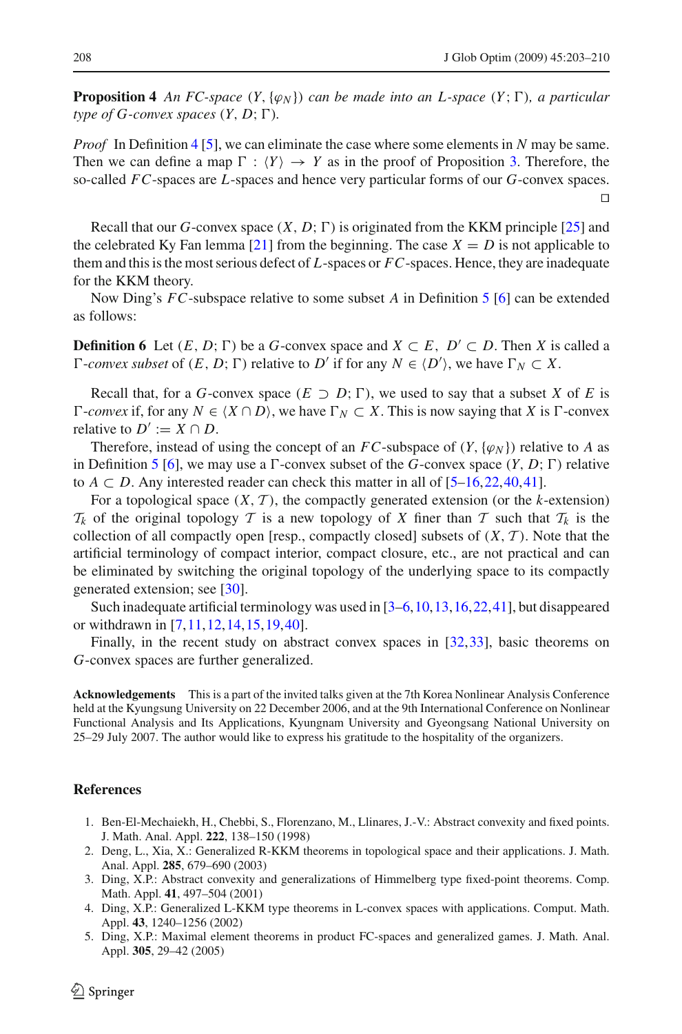**Proposition 4** *An FC-space* $(Y, \{\varphi_N\})$ *can be made into an L-space* $(Y; \Gamma)$*, a particular type of G-convex spaces* $(Y, D; \Gamma)$.

*Proof* In Definition 4 [5], we can eliminate the case where some elements in $N$ may be same. Then we can define a map $\Gamma : \langle Y \rangle \to Y$ as in the proof of Proposition 3. Therefore, the so-called $FC$-spaces are $L$-spaces and hence very particular forms of our $G$-convex spaces. □

Recall that our $G$-convex space $(X, D; \Gamma)$ is originated from the KKM principle [25] and the celebrated Ky Fan lemma [21] from the beginning. The case $X = D$ is not applicable to them and this is the most serious defect of $L$-spaces or $FC$-spaces. Hence, they are inadequate for the KKM theory.

Now Ding's $FC$-subspace relative to some subset $A$ in Definition 5 [6] can be extended as follows:

**Definition 6** Let $(E, D; \Gamma)$ be a $G$-convex space and $X \subset E,\ D' \subset D$. Then $X$ is called a $\Gamma$*-convex subset* of $(E, D; \Gamma)$ relative to $D'$ if for any $N \in \langle D' \rangle$, we have $\Gamma_N \subset X$.

Recall that, for a $G$-convex space $(E \supset D; \Gamma)$, we used to say that a subset $X$ of $E$ is $\Gamma$*-convex* if, for any $N \in \langle X \cap D \rangle$, we have $\Gamma_N \subset X$. This is now saying that $X$ is $\Gamma$-convex relative to $D' := X \cap D$.

Therefore, instead of using the concept of an $FC$-subspace of $(Y, \{\varphi_N\})$ relative to $A$ as in Definition 5 [6], we may use a $\Gamma$-convex subset of the $G$-convex space $(Y, D; \Gamma)$ relative to $A \subset D$. Any interested reader can check this matter in all of [5–16,22,40,41].

For a topological space $(X, \mathcal{T})$, the compactly generated extension (or the $k$-extension) $\mathcal{T}_k$ of the original topology $\mathcal{T}$ is a new topology of $X$ finer than $\mathcal{T}$ such that $\mathcal{T}_k$ is the collection of all compactly open [resp., compactly closed] subsets of $(X, \mathcal{T})$. Note that the artificial terminology of compact interior, compact closure, etc., are not practical and can be eliminated by switching the original topology of the underlying space to its compactly generated extension; see [30].

Such inadequate artificial terminology was used in [3–6,10,13,16,22,41], but disappeared or withdrawn in [7,11,12,14,15,19,40].

Finally, in the recent study on abstract convex spaces in [32,33], basic theorems on $G$-convex spaces are further generalized.

**Acknowledgements** This is a part of the invited talks given at the 7th Korea Nonlinear Analysis Conference held at the Kyungsung University on 22 December 2006, and at the 9th International Conference on Nonlinear Functional Analysis and Its Applications, Kyungnam University and Gyeongsang National University on 25–29 July 2007. The author would like to express his gratitude to the hospitality of the organizers.

## References

1. Ben-El-Mechaiekh, H., Chebbi, S., Florenzano, M., Llinares, J.-V.: Abstract convexity and fixed points. J. Math. Anal. Appl. **222**, 138–150 (1998)
2. Deng, L., Xia, X.: Generalized R-KKM theorems in topological space and their applications. J. Math. Anal. Appl. **285**, 679–690 (2003)
3. Ding, X.P.: Abstract convexity and generalizations of Himmelberg type fixed-point theorems. Comp. Math. Appl. **41**, 497–504 (2001)
4. Ding, X.P.: Generalized L-KKM type theorems in L-convex spaces with applications. Comput. Math. Appl. **43**, 1240–1256 (2002)
5. Ding, X.P.: Maximal element theorems in product FC-spaces and generalized games. J. Math. Anal. Appl. **305**, 29–42 (2005)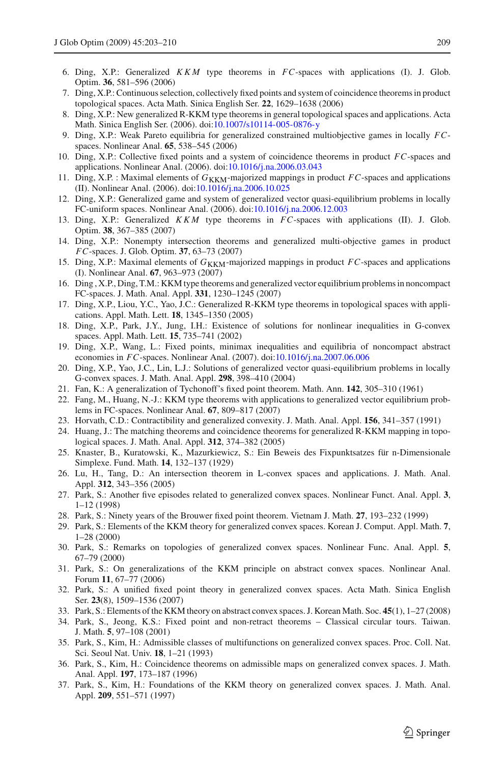6. Ding, X.P.: Generalized $KKM$ type theorems in $FC$-spaces with applications (I). J. Glob. Optim. **36**, 581–596 (2006)
7. Ding, X.P.: Continuous selection, collectively fixed points and system of coincidence theorems in product topological spaces. Acta Math. Sinica English Ser. **22**, 1629–1638 (2006)
8. Ding, X.P.: New generalized R-KKM type theorems in general topological spaces and applications. Acta Math. Sinica English Ser. (2006). doi:10.1007/s10114-005-0876-y
9. Ding, X.P.: Weak Pareto equilibria for generalized constrained multiobjective games in locally $FC$-spaces. Nonlinear Anal. **65**, 538–545 (2006)
10. Ding, X.P.: Collective fixed points and a system of coincidence theorems in product $FC$-spaces and applications. Nonlinear Anal. (2006). doi:10.1016/j.na.2006.03.043
11. Ding, X.P. : Maximal elements of $G_{\text{KKM}}$-majorized mappings in product $FC$-spaces and applications (II). Nonlinear Anal. (2006). doi:10.1016/j.na.2006.10.025
12. Ding, X.P.: Generalized game and system of generalized vector quasi-equilibrium problems in locally FC-uniform spaces. Nonlinear Anal. (2006). doi:10.1016/j.na.2006.12.003
13. Ding, X.P.: Generalized $KKM$ type theorems in $FC$-spaces with applications (II). J. Glob. Optim. **38**, 367–385 (2007)
14. Ding, X.P.: Nonempty intersection theorems and generalized multi-objective games in product $FC$-spaces. J. Glob. Optim. **37**, 63–73 (2007)
15. Ding, X.P.: Maximal elements of $G_{\text{KKM}}$-majorized mappings in product $FC$-spaces and applications (I). Nonlinear Anal. **67**, 963–973 (2007)
16. Ding , X.P., Ding, T.M.: KKM type theorems and generalized vector equilibrium problems in noncompact FC-spaces. J. Math. Anal. Appl. **331**, 1230–1245 (2007)
17. Ding, X.P., Liou, Y.C., Yao, J.C.: Generalized R-KKM type theorems in topological spaces with applications. Appl. Math. Lett. **18**, 1345–1350 (2005)
18. Ding, X.P., Park, J.Y., Jung, I.H.: Existence of solutions for nonlinear inequalities in G-convex spaces. Appl. Math. Lett. **15**, 735–741 (2002)
19. Ding, X.P., Wang, L.: Fixed points, minimax inequalities and equilibria of noncompact abstract economies in $FC$-spaces. Nonlinear Anal. (2007). doi:10.1016/j.na.2007.06.006
20. Ding, X.P., Yao, J.C., Lin, L.J.: Solutions of generalized vector quasi-equilibrium problems in locally G-convex spaces. J. Math. Anal. Appl. **298**, 398–410 (2004)
21. Fan, K.: A generalization of Tychonoff's fixed point theorem. Math. Ann. **142**, 305–310 (1961)
22. Fang, M., Huang, N.-J.: KKM type theorems with applications to generalized vector equilibrium problems in FC-spaces. Nonlinear Anal. **67**, 809–817 (2007)
23. Horvath, C.D.: Contractibility and generalized convexity. J. Math. Anal. Appl. **156**, 341–357 (1991)
24. Huang, J.: The matching theorems and coincidence theorems for generalized R-KKM mapping in topological spaces. J. Math. Anal. Appl. **312**, 374–382 (2005)
25. Knaster, B., Kuratowski, K., Mazurkiewicz, S.: Ein Beweis des Fixpunktsatzes für n-Dimensionale Simplexe. Fund. Math. **14**, 132–137 (1929)
26. Lu, H., Tang, D.: An intersection theorem in L-convex spaces and applications. J. Math. Anal. Appl. **312**, 343–356 (2005)
27. Park, S.: Another five episodes related to generalized convex spaces. Nonlinear Funct. Anal. Appl. **3**, 1–12 (1998)
28. Park, S.: Ninety years of the Brouwer fixed point theorem. Vietnam J. Math. **27**, 193–232 (1999)
29. Park, S.: Elements of the KKM theory for generalized convex spaces. Korean J. Comput. Appl. Math. **7**, 1–28 (2000)
30. Park, S.: Remarks on topologies of generalized convex spaces. Nonlinear Func. Anal. Appl. **5**, 67–79 (2000)
31. Park, S.: On generalizations of the KKM principle on abstract convex spaces. Nonlinear Anal. Forum **11**, 67–77 (2006)
32. Park, S.: A unified fixed point theory in generalized convex spaces. Acta Math. Sinica English Ser. **23**(8), 1509–1536 (2007)
33. Park, S.: Elements of the KKM theory on abstract convex spaces. J. Korean Math. Soc. **45**(1), 1–27 (2008)
34. Park, S., Jeong, K.S.: Fixed point and non-retract theorems – Classical circular tours. Taiwan. J. Math. **5**, 97–108 (2001)
35. Park, S., Kim, H.: Admissible classes of multifunctions on generalized convex spaces. Proc. Coll. Nat. Sci. Seoul Nat. Univ. **18**, 1–21 (1993)
36. Park, S., Kim, H.: Coincidence theorems on admissible maps on generalized convex spaces. J. Math. Anal. Appl. **197**, 173–187 (1996)
37. Park, S., Kim, H.: Foundations of the KKM theory on generalized convex spaces. J. Math. Anal. Appl. **209**, 551–571 (1997)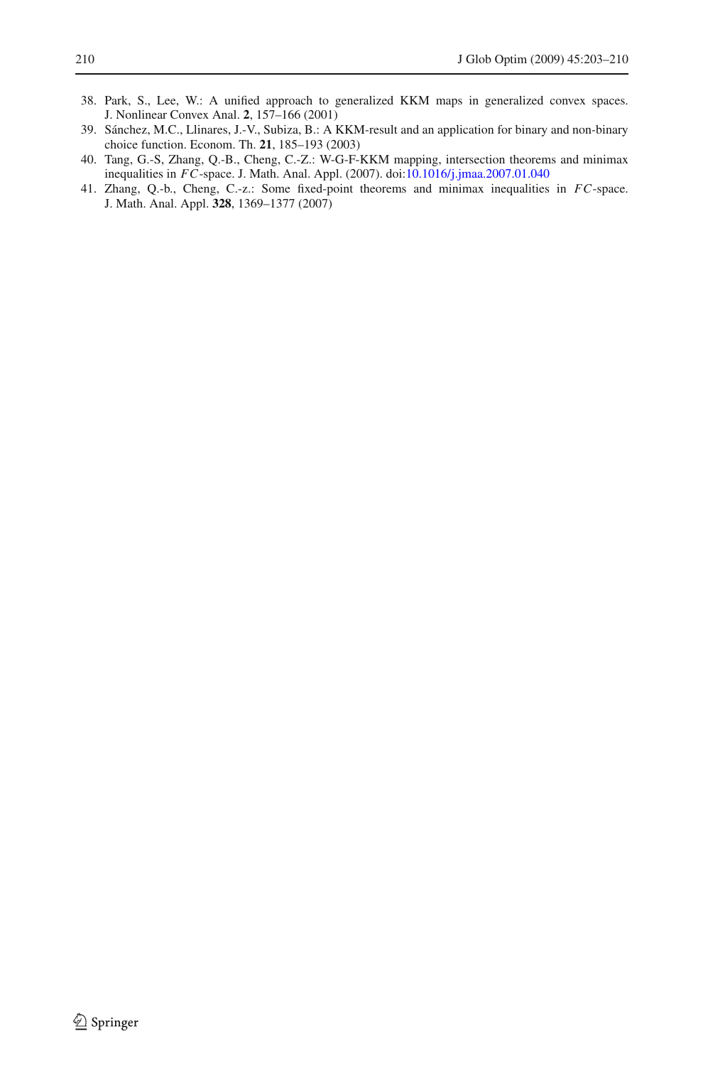38. Park, S., Lee, W.: A unified approach to generalized KKM maps in generalized convex spaces. J. Nonlinear Convex Anal. **2**, 157–166 (2001)
39. Sánchez, M.C., Llinares, J.-V., Subiza, B.: A KKM-result and an application for binary and non-binary choice function. Econom. Th. **21**, 185–193 (2003)
40. Tang, G.-S, Zhang, Q.-B., Cheng, C.-Z.: W-G-F-KKM mapping, intersection theorems and minimax inequalities in $FC$-space. J. Math. Anal. Appl. (2007). doi:10.1016/j.jmaa.2007.01.040
41. Zhang, Q.-b., Cheng, C.-z.: Some fixed-point theorems and minimax inequalities in $FC$-space. J. Math. Anal. Appl. **328**, 1369–1377 (2007)